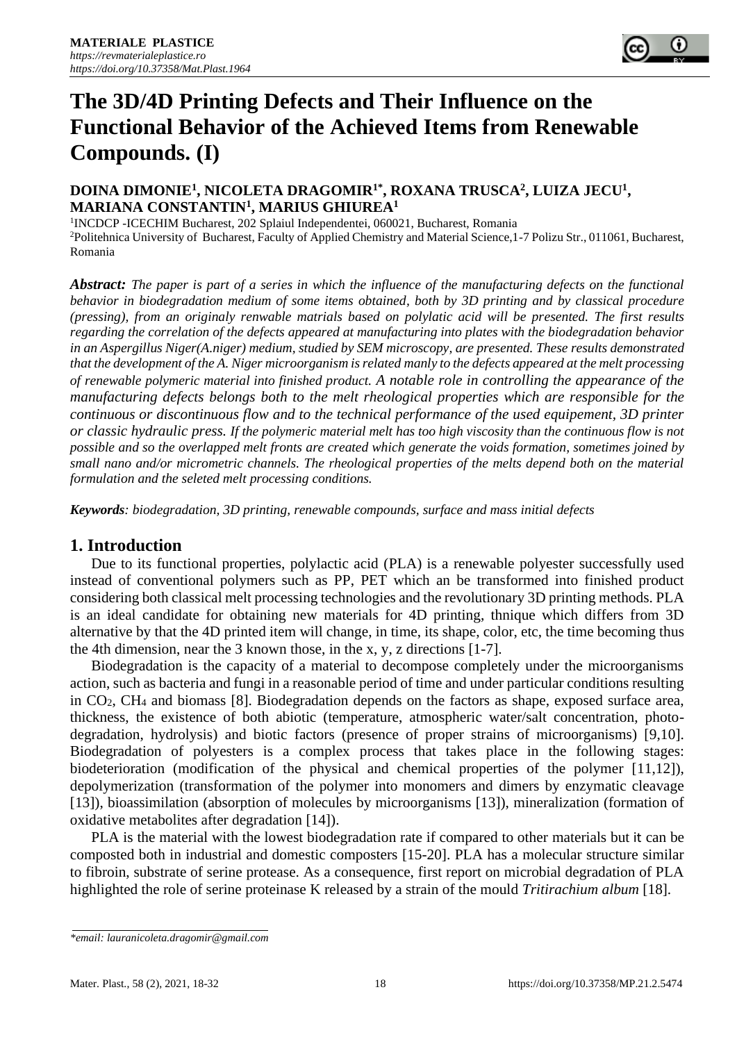# The 3D/4D Printing Defects and Their Influence on the Functional Behavior of the Achieved Items from Renewable Compounds. (I)

**DOINA DIMONIE[1], NICOLETA DRAGOMIR[1*], ROXANA TRUSCA[2], LUIZA JECU[1], MARIANA CONSTANTIN[1], MARIUS GHIUREA[1]**

[1]INCDCP -ICECHIM Bucharest, 202 Splaiul Independentei, 060021, Bucharest, Romania

[2]Politehnica University of Bucharest, Faculty of Applied Chemistry and Material Science,1-7 Polizu Str., 011061, Bucharest, Romania

***Abstract:*** *The paper is part of a series in which the influence of the manufacturing defects on the functional behavior in biodegradation medium of some items obtained, both by 3D printing and by classical procedure (pressing), from an originaly renewable matrials based on polylatic acid will be presented. The first results regarding the correlation of the defects appeared at manufacturing into plates with the biodegradation behavior in an Aspergillus Niger(A.niger) medium, studied by SEM microscopy, are presented. These results demonstrated that the development of the A. Niger microorganism is related manly to the defects appeared at the melt processing of renewable polymeric material into finished product. A notable role in controlling the appearance of the manufacturing defects belongs both to the melt rheological properties which are responsible for the continuous or discontinuous flow and to the technical performance of the used equipement, 3D printer or classic hydraulic press. If the polymeric material melt has too high viscosity than the continuous flow is not possible and so the overlapped melt fronts are created which generate the voids formation, sometimes joined by small nano and/or micrometric channels. The rheological properties of the melts depend both on the material formulation and the seleted melt processing conditions.*

***Keywords****: biodegradation, 3D printing, renewable compounds, surface and mass initial defects*

## 1. Introduction

Due to its functional properties, polylactic acid (PLA) is a renewable polyester successfully used instead of conventional polymers such as PP, PET which an be transformed into finished product considering both classical melt processing technologies and the revolutionary 3D printing methods. PLA is an ideal candidate for obtaining new materials for 4D printing, thnique which differs from 3D alternative by that the 4D printed item will change, in time, its shape, color, etc, the time becoming thus the 4th dimension, near the 3 known those, in the x, y, z directions [1-7].

Biodegradation is the capacity of a material to decompose completely under the microorganisms action, such as bacteria and fungi in a reasonable period of time and under particular conditions resulting in $CO_2$, $CH_4$ and biomass [8]. Biodegradation depends on the factors as shape, exposed surface area, thickness, the existence of both abiotic (temperature, atmospheric water/salt concentration, photo-degradation, hydrolysis) and biotic factors (presence of proper strains of microorganisms) [9,10]. Biodegradation of polyesters is a complex process that takes place in the following stages: biodeterioration (modification of the physical and chemical properties of the polymer [11,12]), depolymerization (transformation of the polymer into monomers and dimers by enzymatic cleavage [13]), bioassimilation (absorption of molecules by microorganisms [13]), mineralization (formation of oxidative metabolites after degradation [14]).

PLA is the material with the lowest biodegradation rate if compared to other materials but it can be composted both in industrial and domestic composters [15-20]. PLA has a molecular structure similar to fibroin, substrate of serine protease. As a consequence, first report on microbial degradation of PLA highlighted the role of serine proteinase K released by a strain of the mould *Tritirachium album* [18].

*\*email: lauranicoleta.dragomir@gmail.com*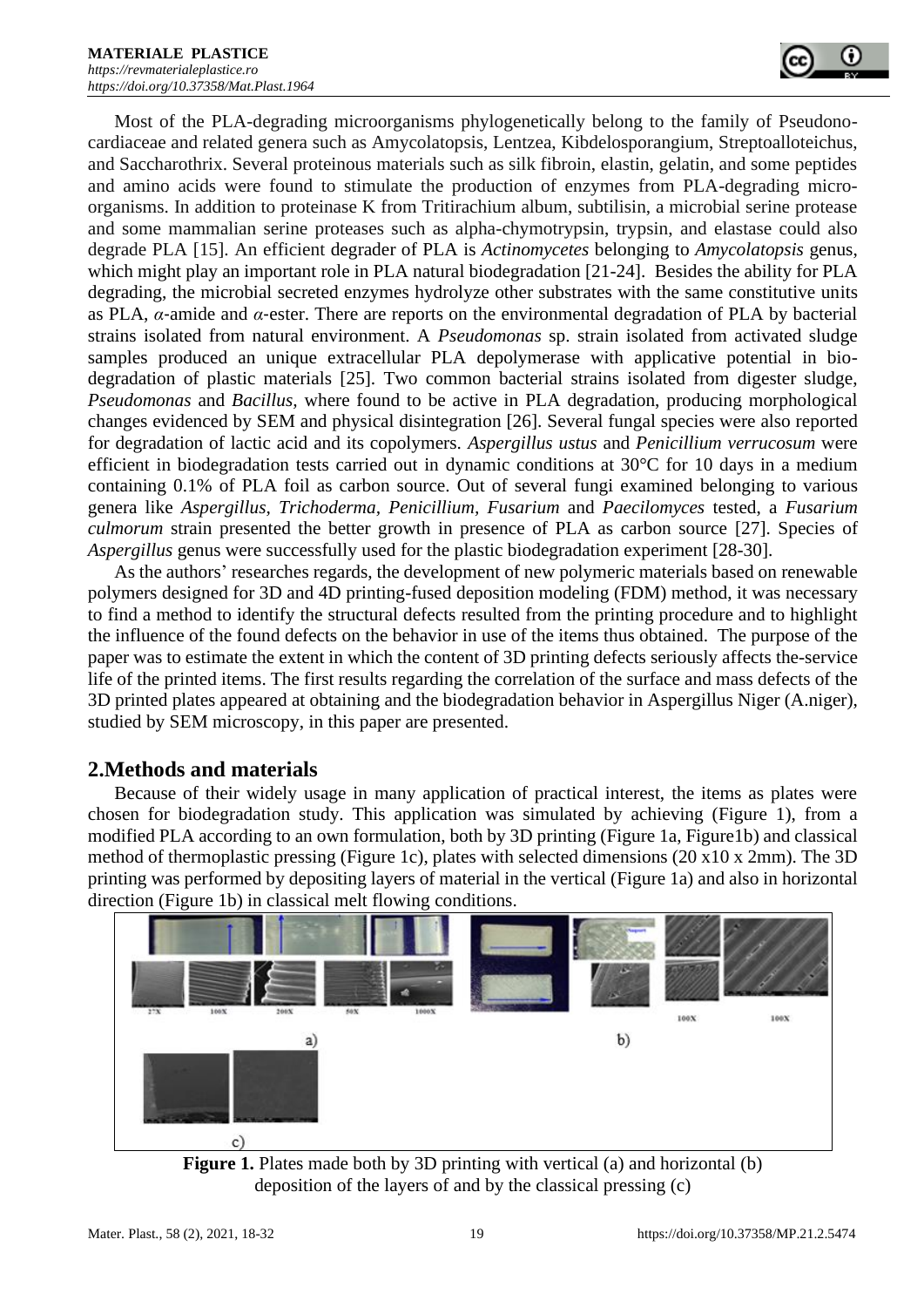Most of the PLA-degrading microorganisms phylogenetically belong to the family of Pseudonocardiaceae and related genera such as Amycolatopsis, Lentzea, Kibdelosporangium, Streptoalloteichus, and Saccharothrix. Several proteinous materials such as silk fibroin, elastin, gelatin, and some peptides and amino acids were found to stimulate the production of enzymes from PLA-degrading microorganisms. In addition to proteinase K from Tritirachium album, subtilisin, a microbial serine protease and some mammalian serine proteases such as alpha-chymotrypsin, trypsin, and elastase could also degrade PLA [15]. An efficient degrader of PLA is *Actinomycetes* belonging to *Amycolatopsis* genus, which might play an important role in PLA natural biodegradation [21-24]. Besides the ability for PLA degrading, the microbial secreted enzymes hydrolyze other substrates with the same constitutive units as PLA, *α*-amide and *α*-ester. There are reports on the environmental degradation of PLA by bacterial strains isolated from natural environment. A *Pseudomonas* sp. strain isolated from activated sludge samples produced an unique extracellular PLA depolymerase with applicative potential in biodegradation of plastic materials [25]. Two common bacterial strains isolated from digester sludge, *Pseudomonas* and *Bacillus*, where found to be active in PLA degradation, producing morphological changes evidenced by SEM and physical disintegration [26]. Several fungal species were also reported for degradation of lactic acid and its copolymers. *Aspergillus ustus* and *Penicillium verrucosum* were efficient in biodegradation tests carried out in dynamic conditions at 30°C for 10 days in a medium containing 0.1% of PLA foil as carbon source. Out of several fungi examined belonging to various genera like *Aspergillus*, *Trichoderma*, *Penicillium*, *Fusarium* and *Paecilomyces* tested, a *Fusarium culmorum* strain presented the better growth in presence of PLA as carbon source [27]. Species of *Aspergillus* genus were successfully used for the plastic biodegradation experiment [28-30].

As the authors' researches regards, the development of new polymeric materials based on renewable polymers designed for 3D and 4D printing-fused deposition modeling (FDM) method, it was necessary to find a method to identify the structural defects resulted from the printing procedure and to highlight the influence of the found defects on the behavior in use of the items thus obtained. The purpose of the paper was to estimate the extent in which the content of 3D printing defects seriously affects the-service life of the printed items. The first results regarding the correlation of the surface and mass defects of the 3D printed plates appeared at obtaining and the biodegradation behavior in Aspergillus Niger (A.niger), studied by SEM microscopy, in this paper are presented.

## 2.Methods and materials

Because of their widely usage in many application of practical interest, the items as plates were chosen for biodegradation study. This application was simulated by achieving (Figure 1), from a modified PLA according to an own formulation, both by 3D printing (Figure 1a, Figure1b) and classical method of thermoplastic pressing (Figure 1c), plates with selected dimensions (20 x10 x 2mm). The 3D printing was performed by depositing layers of material in the vertical (Figure 1a) and also in horizontal direction (Figure 1b) in classical melt flowing conditions.

**Figure 1.** Plates made both by 3D printing with vertical (a) and horizontal (b) deposition of the layers of and by the classical pressing (c)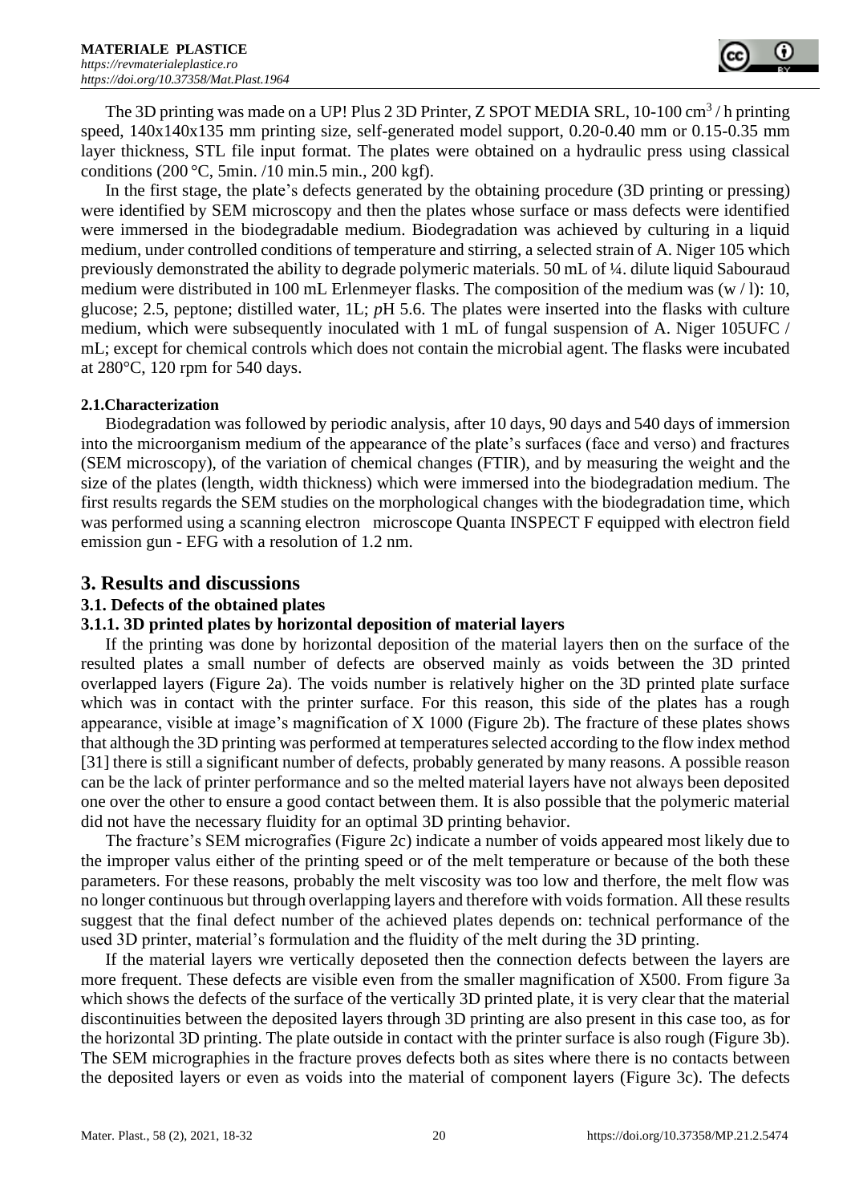The 3D printing was made on a UP! Plus 2 3D Printer, Z SPOT MEDIA SRL, 10-100 $cm^3$ / h printing speed, 140x140x135 mm printing size, self-generated model support, 0.20-0.40 mm or 0.15-0.35 mm layer thickness, STL file input format. The plates were obtained on a hydraulic press using classical conditions (200 °C, 5min. /10 min.5 min., 200 kgf).

In the first stage, the plate's defects generated by the obtaining procedure (3D printing or pressing) were identified by SEM microscopy and then the plates whose surface or mass defects were identified were immersed in the biodegradable medium. Biodegradation was achieved by culturing in a liquid medium, under controlled conditions of temperature and stirring, a selected strain of A. Niger 105 which previously demonstrated the ability to degrade polymeric materials. 50 mL of ¼. dilute liquid Sabouraud medium were distributed in 100 mL Erlenmeyer flasks. The composition of the medium was (w / l): 10, glucose; 2.5, peptone; distilled water, 1L; *p*H 5.6. The plates were inserted into the flasks with culture medium, which were subsequently inoculated with 1 mL of fungal suspension of A. Niger 105UFC / mL; except for chemical controls which does not contain the microbial agent. The flasks were incubated at 280°C, 120 rpm for 540 days.

#### 2.1.Characterization

Biodegradation was followed by periodic analysis, after 10 days, 90 days and 540 days of immersion into the microorganism medium of the appearance of the plate's surfaces (face and verso) and fractures (SEM microscopy), of the variation of chemical changes (FTIR), and by measuring the weight and the size of the plates (length, width thickness) which were immersed into the biodegradation medium. The first results regards the SEM studies on the morphological changes with the biodegradation time, which was performed using a scanning electron microscope Quanta INSPECT F equipped with electron field emission gun - EFG with a resolution of 1.2 nm.

## 3. Results and discussions

### 3.1. Defects of the obtained plates

#### 3.1.1. 3D printed plates by horizontal deposition of material layers

If the printing was done by horizontal deposition of the material layers then on the surface of the resulted plates a small number of defects are observed mainly as voids between the 3D printed overlapped layers (Figure 2a). The voids number is relatively higher on the 3D printed plate surface which was in contact with the printer surface. For this reason, this side of the plates has a rough appearance, visible at image's magnification of X 1000 (Figure 2b). The fracture of these plates shows that although the 3D printing was performed at temperatures selected according to the flow index method [31] there is still a significant number of defects, probably generated by many reasons. A possible reason can be the lack of printer performance and so the melted material layers have not always been deposited one over the other to ensure a good contact between them. It is also possible that the polymeric material did not have the necessary fluidity for an optimal 3D printing behavior.

The fracture's SEM micrografies (Figure 2c) indicate a number of voids appeared most likely due to the improper valus either of the printing speed or of the melt temperature or because of the both these parameters. For these reasons, probably the melt viscosity was too low and therfore, the melt flow was no longer continuous but through overlapping layers and therefore with voids formation. All these results suggest that the final defect number of the achieved plates depends on: technical performance of the used 3D printer, material's formulation and the fluidity of the melt during the 3D printing.

If the material layers wre vertically deposeted then the connection defects between the layers are more frequent. These defects are visible even from the smaller magnification of X500. From figure 3a which shows the defects of the surface of the vertically 3D printed plate, it is very clear that the material discontinuities between the deposited layers through 3D printing are also present in this case too, as for the horizontal 3D printing. The plate outside in contact with the printer surface is also rough (Figure 3b). The SEM micrographies in the fracture proves defects both as sites where there is no contacts between the deposited layers or even as voids into the material of component layers (Figure 3c). The defects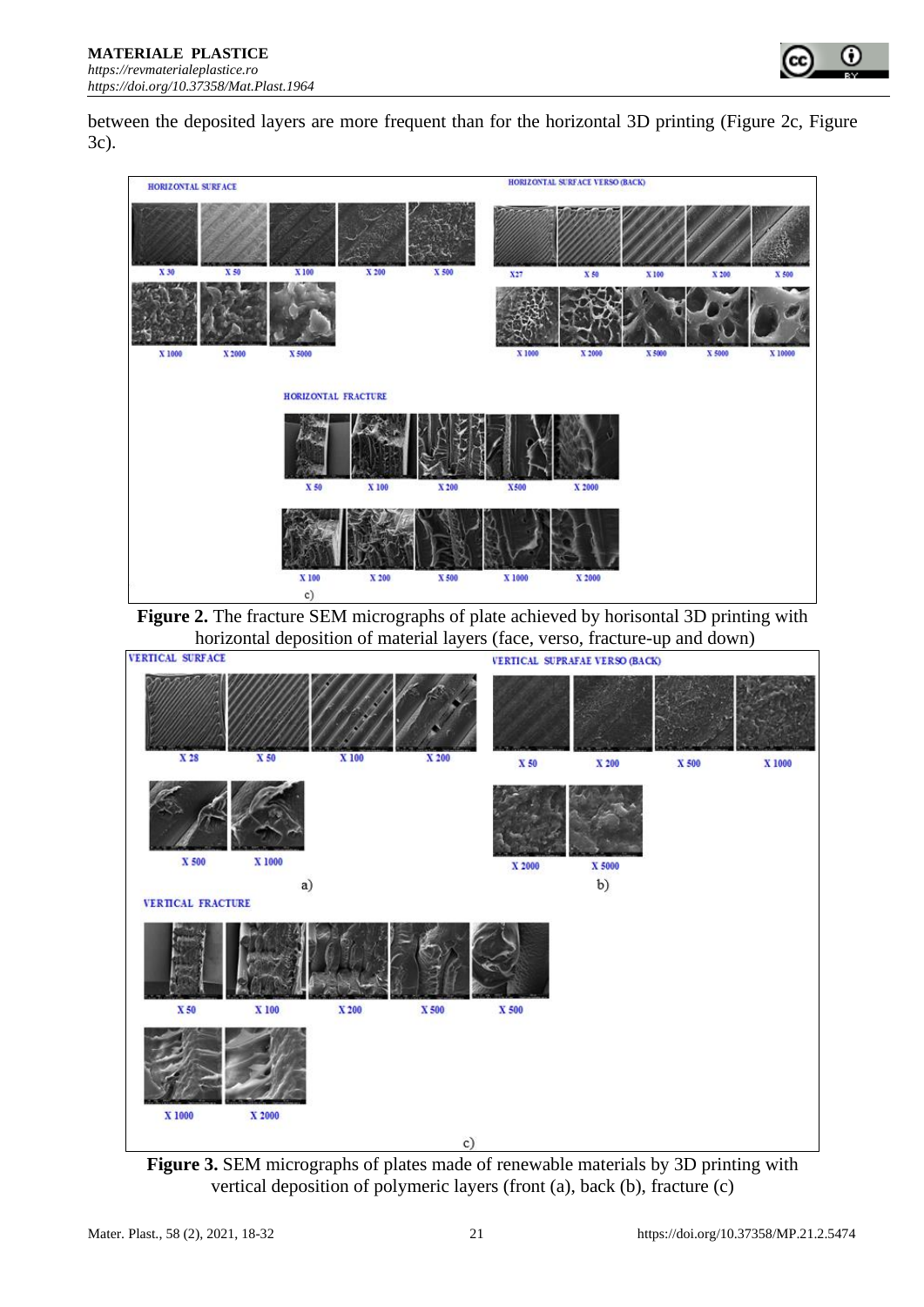between the deposited layers are more frequent than for the horizontal 3D printing (Figure 2c, Figure 3c).

**Figure 2.** The fracture SEM micrographs of plate achieved by horisontal 3D printing with horizontal deposition of material layers (face, verso, fracture-up and down)

**Figure 3.** SEM micrographs of plates made of renewable materials by 3D printing with vertical deposition of polymeric layers (front (a), back (b), fracture (c)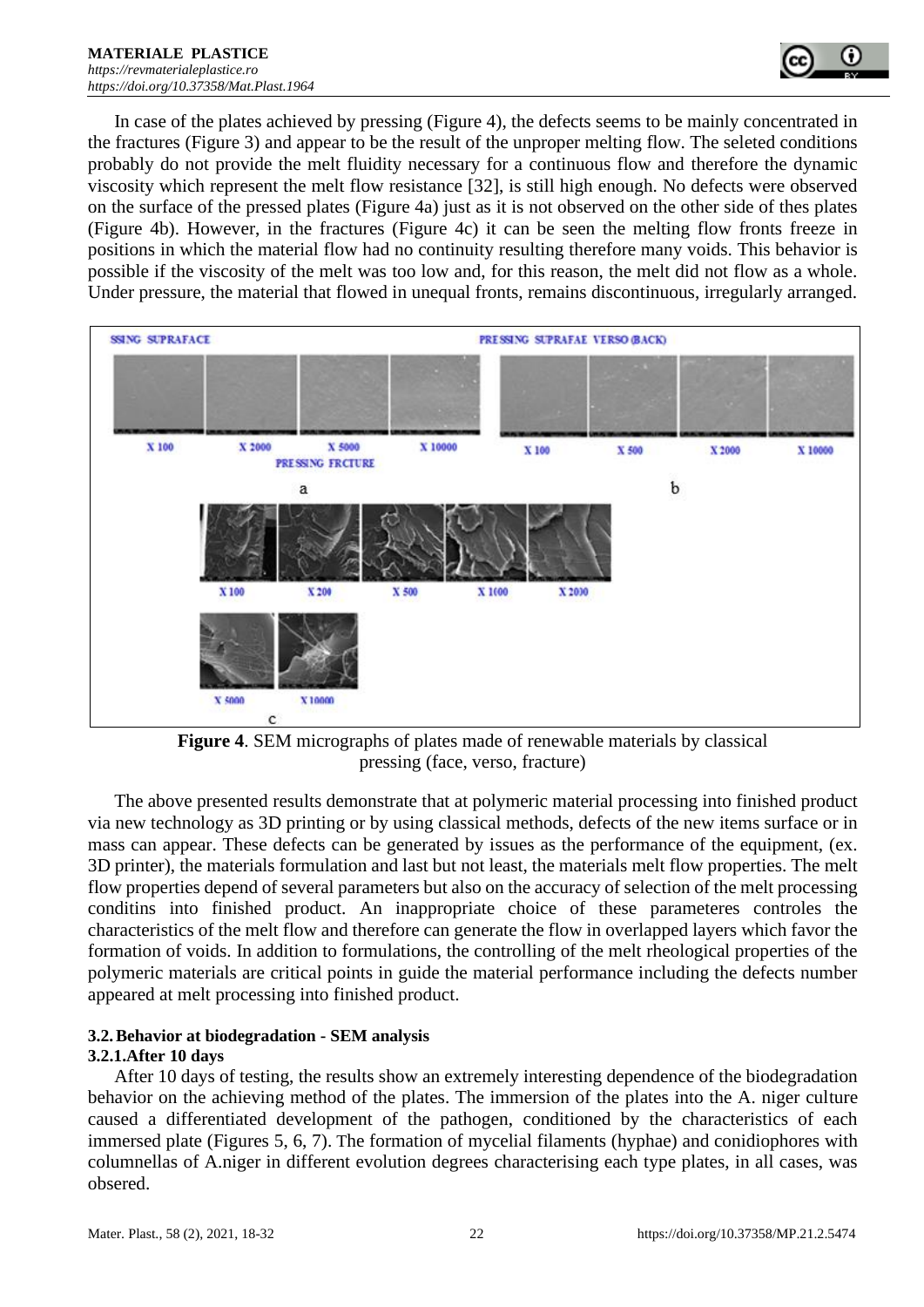In case of the plates achieved by pressing (Figure 4), the defects seems to be mainly concentrated in the fractures (Figure 3) and appear to be the result of the unproper melting flow. The seleted conditions probably do not provide the melt fluidity necessary for a continuous flow and therefore the dynamic viscosity which represent the melt flow resistance [32], is still high enough. No defects were observed on the surface of the pressed plates (Figure 4a) just as it is not observed on the other side of thes plates (Figure 4b). However, in the fractures (Figure 4c) it can be seen the melting flow fronts freeze in positions in which the material flow had no continuity resulting therefore many voids. This behavior is possible if the viscosity of the melt was too low and, for this reason, the melt did not flow as a whole. Under pressure, the material that flowed in unequal fronts, remains discontinuous, irregularly arranged.

**Figure 4**. SEM micrographs of plates made of renewable materials by classical pressing (face, verso, fracture)

The above presented results demonstrate that at polymeric material processing into finished product via new technology as 3D printing or by using classical methods, defects of the new items surface or in mass can appear. These defects can be generated by issues as the performance of the equipment, (ex. 3D printer), the materials formulation and last but not least, the materials melt flow properties. The melt flow properties depend of several parameters but also on the accuracy of selection of the melt processing conditins into finished product. An inappropriate choice of these parameteres controles the characteristics of the melt flow and therefore can generate the flow in overlapped layers which favor the formation of voids. In addition to formulations, the controlling of the melt rheological properties of the polymeric materials are critical points in guide the material performance including the defects number appeared at melt processing into finished product.

### 3.2. Behavior at biodegradation - SEM analysis

#### 3.2.1. After 10 days

After 10 days of testing, the results show an extremely interesting dependence of the biodegradation behavior on the achieving method of the plates. The immersion of the plates into the A. niger culture caused a differentiated development of the pathogen, conditioned by the characteristics of each immersed plate (Figures 5, 6, 7). The formation of mycelial filaments (hyphae) and conidiophores with columnellas of A.niger in different evolution degrees characterising each type plates, in all cases, was obsered.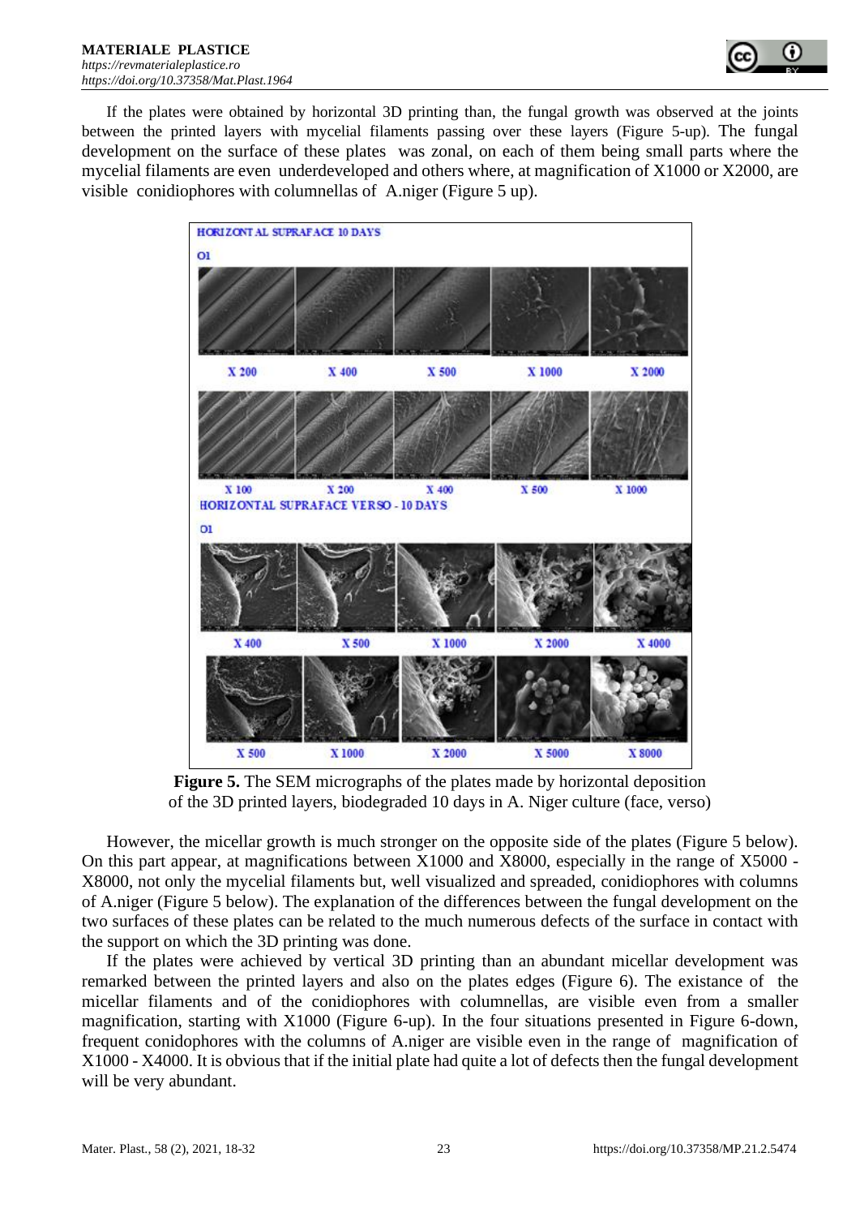If the plates were obtained by horizontal 3D printing than, the fungal growth was observed at the joints between the printed layers with mycelial filaments passing over these layers (Figure 5-up). The fungal development on the surface of these plates was zonal, on each of them being small parts where the mycelial filaments are even underdeveloped and others where, at magnification of X1000 or X2000, are visible conidiophores with columnellas of A.niger (Figure 5 up).

**Figure 5.** The SEM micrographs of the plates made by horizontal deposition of the 3D printed layers, biodegraded 10 days in A. Niger culture (face, verso)

However, the micellar growth is much stronger on the opposite side of the plates (Figure 5 below). On this part appear, at magnifications between X1000 and X8000, especially in the range of X5000 - X8000, not only the mycelial filaments but, well visualized and spreaded, conidiophores with columns of A.niger (Figure 5 below). The explanation of the differences between the fungal development on the two surfaces of these plates can be related to the much numerous defects of the surface in contact with the support on which the 3D printing was done.

If the plates were achieved by vertical 3D printing than an abundant micellar development was remarked between the printed layers and also on the plates edges (Figure 6). The existance of the micellar filaments and of the conidiophores with columnellas, are visible even from a smaller magnification, starting with X1000 (Figure 6-up). In the four situations presented in Figure 6-down, frequent conidophores with the columns of A.niger are visible even in the range of magnification of X1000 - X4000. It is obvious that if the initial plate had quite a lot of defects then the fungal development will be very abundant.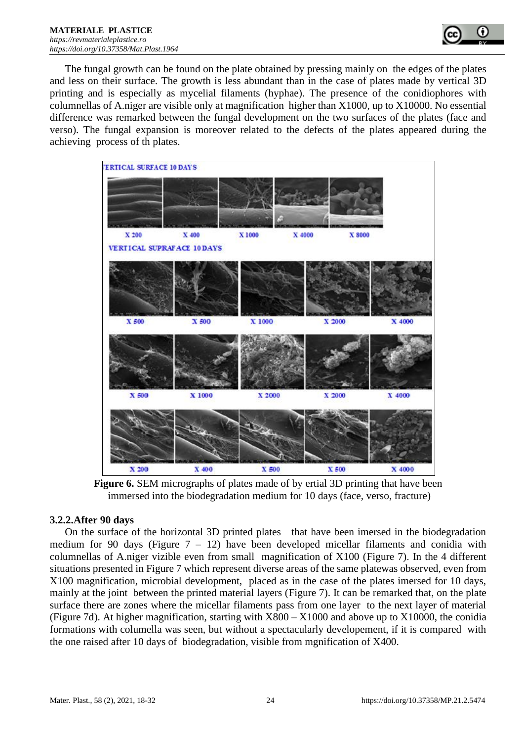The fungal growth can be found on the plate obtained by pressing mainly on the edges of the plates and less on their surface. The growth is less abundant than in the case of plates made by vertical 3D printing and is especially as mycelial filaments (hyphae). The presence of the conidiophores with columnellas of A.niger are visible only at magnification higher than X1000, up to X10000. No essential difference was remarked between the fungal development on the two surfaces of the plates (face and verso). The fungal expansion is moreover related to the defects of the plates appeared during the achieving process of th plates.

**Figure 6.** SEM micrographs of plates made of by ertial 3D printing that have been immersed into the biodegradation medium for 10 days (face, verso, fracture)

### 3.2.2.After 90 days

On the surface of the horizontal 3D printed plates that have been imersed in the biodegradation medium for 90 days (Figure 7 – 12) have been developed micellar filaments and conidia with columnellas of A.niger vizible even from small magnification of X100 (Figure 7). In the 4 different situations presented in Figure 7 which represent diverse areas of the same platewas observed, even from X100 magnification, microbial development, placed as in the case of the plates imersed for 10 days, mainly at the joint between the printed material layers (Figure 7). It can be remarked that, on the plate surface there are zones where the micellar filaments pass from one layer to the next layer of material (Figure 7d). At higher magnification, starting with X800 – X1000 and above up to X10000, the conidia formations with columella was seen, but without a spectacularly developement, if it is compared with the one raised after 10 days of biodegradation, visible from mgnification of X400.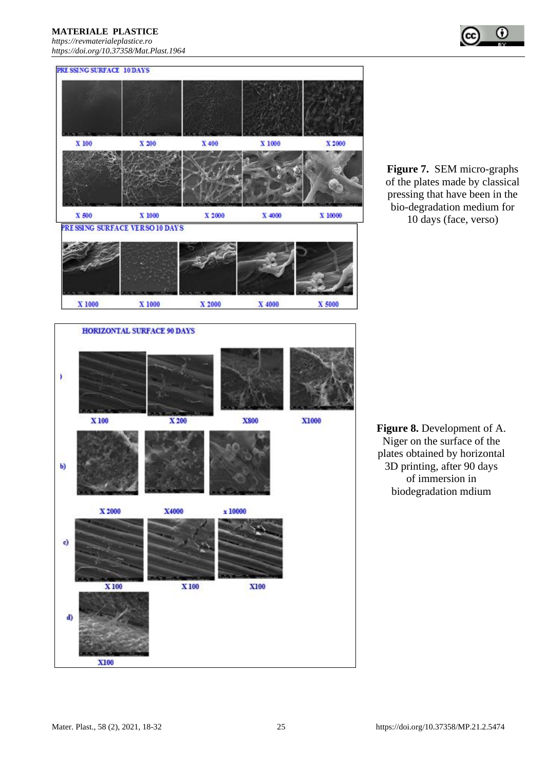**Figure 7.** SEM micro-graphs of the plates made by classical pressing that have been in the bio-degradation medium for 10 days (face, verso)

**Figure 8.** Development of A. Niger on the surface of the plates obtained by horizontal 3D printing, after 90 days of immersion in biodegradation mdium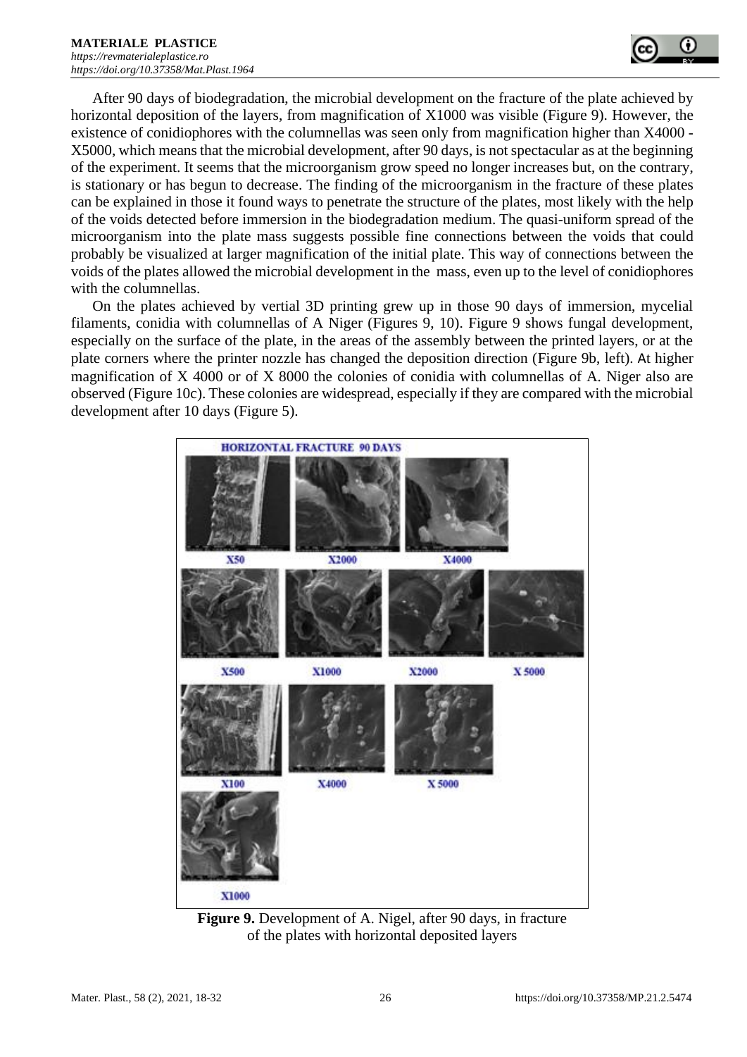After 90 days of biodegradation, the microbial development on the fracture of the plate achieved by horizontal deposition of the layers, from magnification of X1000 was visible (Figure 9). However, the existence of conidiophores with the columnellas was seen only from magnification higher than X4000 - X5000, which means that the microbial development, after 90 days, is not spectacular as at the beginning of the experiment. It seems that the microorganism grow speed no longer increases but, on the contrary, is stationary or has begun to decrease. The finding of the microorganism in the fracture of these plates can be explained in those it found ways to penetrate the structure of the plates, most likely with the help of the voids detected before immersion in the biodegradation medium. The quasi-uniform spread of the microorganism into the plate mass suggests possible fine connections between the voids that could probably be visualized at larger magnification of the initial plate. This way of connections between the voids of the plates allowed the microbial development in the mass, even up to the level of conidiophores with the columnellas.

On the plates achieved by vertial 3D printing grew up in those 90 days of immersion, mycelial filaments, conidia with columnellas of A Niger (Figures 9, 10). Figure 9 shows fungal development, especially on the surface of the plate, in the areas of the assembly between the printed layers, or at the plate corners where the printer nozzle has changed the deposition direction (Figure 9b, left). At higher magnification of X 4000 or of X 8000 the colonies of conidia with columnellas of A. Niger also are observed (Figure 10c). These colonies are widespread, especially if they are compared with the microbial development after 10 days (Figure 5).

**Figure 9.** Development of A. Nigel, after 90 days, in fracture of the plates with horizontal deposited layers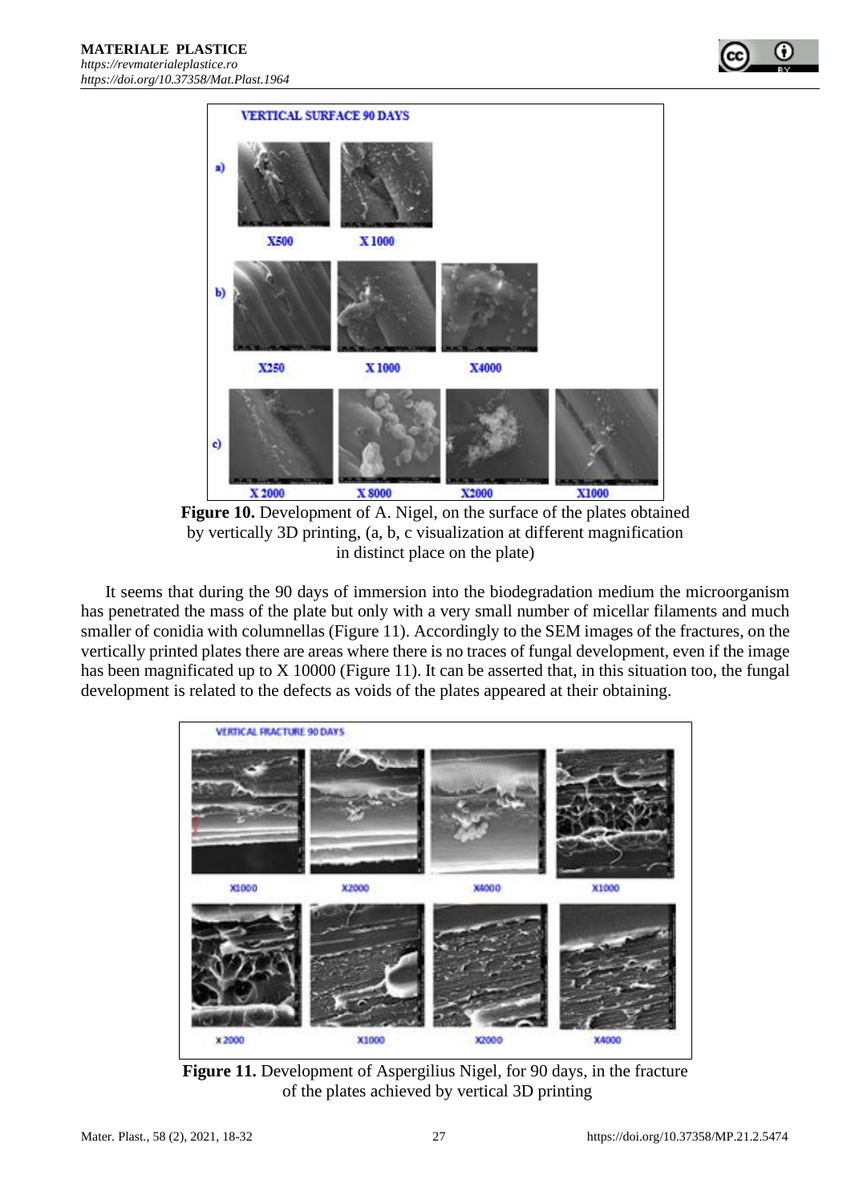**Figure 10.** Development of A. Nigel, on the surface of the plates obtained by vertically 3D printing, (a, b, c visualization at different magnification in distinct place on the plate)

It seems that during the 90 days of immersion into the biodegradation medium the microorganism has penetrated the mass of the plate but only with a very small number of micellar filaments and much smaller of conidia with columnellas (Figure 11). Accordingly to the SEM images of the fractures, on the vertically printed plates there are areas where there is no traces of fungal development, even if the image has been magnificated up to X 10000 (Figure 11). It can be asserted that, in this situation too, the fungal development is related to the defects as voids of the plates appeared at their obtaining.

**Figure 11.** Development of Aspergilius Nigel, for 90 days, in the fracture of the plates achieved by vertical 3D printing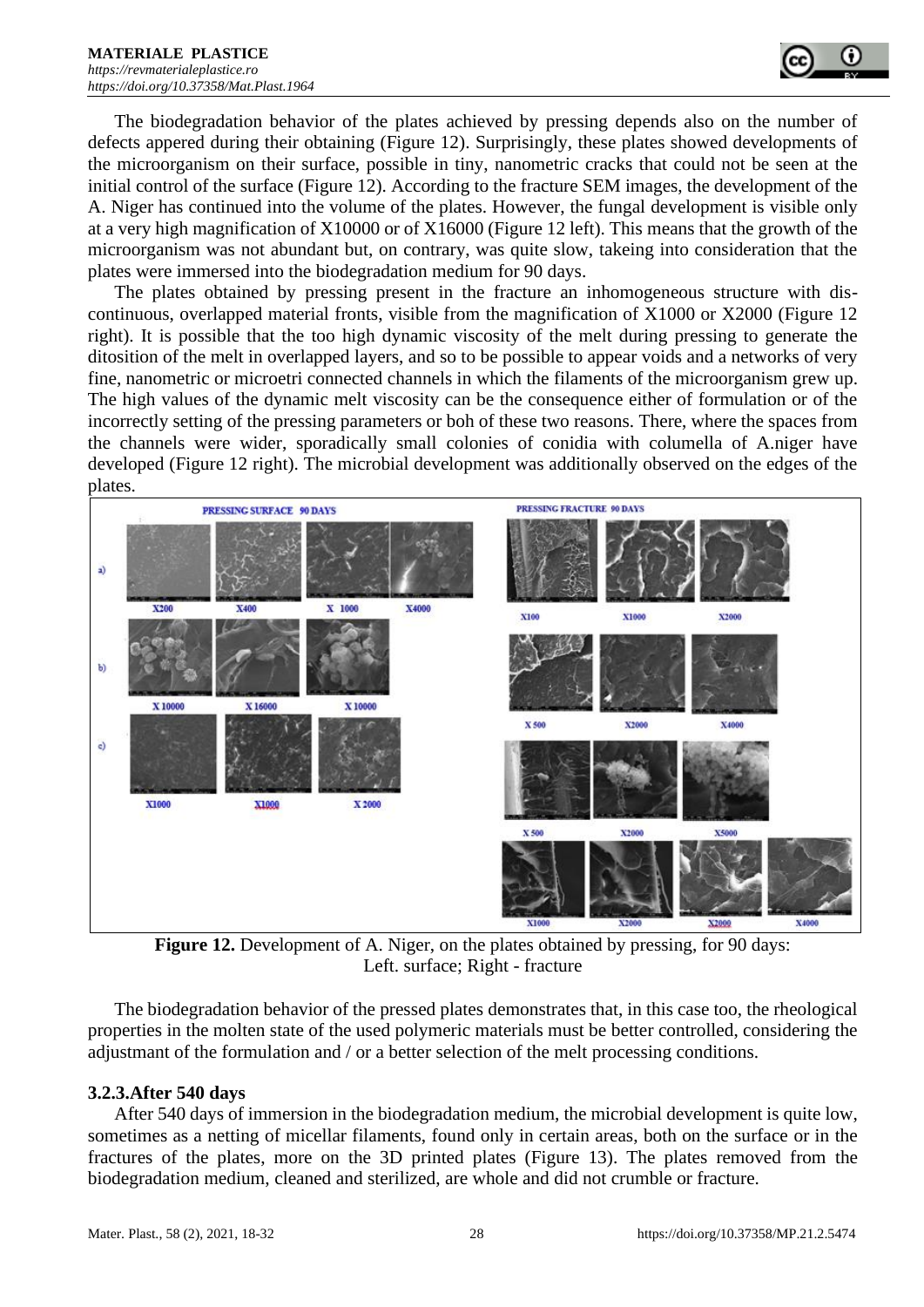The biodegradation behavior of the plates achieved by pressing depends also on the number of defects appered during their obtaining (Figure 12). Surprisingly, these plates showed developments of the microorganism on their surface, possible in tiny, nanometric cracks that could not be seen at the initial control of the surface (Figure 12). According to the fracture SEM images, the development of the A. Niger has continued into the volume of the plates. However, the fungal development is visible only at a very high magnification of X10000 or of X16000 (Figure 12 left). This means that the growth of the microorganism was not abundant but, on contrary, was quite slow, takeing into consideration that the plates were immersed into the biodegradation medium for 90 days.

The plates obtained by pressing present in the fracture an inhomogeneous structure with dis-continuous, overlapped material fronts, visible from the magnification of X1000 or X2000 (Figure 12 right). It is possible that the too high dynamic viscosity of the melt during pressing to generate the ditosition of the melt in overlapped layers, and so to be possible to appear voids and a networks of very fine, nanometric or microetri connected channels in which the filaments of the microorganism grew up. The high values of the dynamic melt viscosity can be the consequence either of formulation or of the incorrectly setting of the pressing parameters or boh of these two reasons. There, where the spaces from the channels were wider, sporadically small colonies of conidia with columella of A.niger have developed (Figure 12 right). The microbial development was additionally observed on the edges of the plates.

**Figure 12.** Development of A. Niger, on the plates obtained by pressing, for 90 days: Left. surface; Right - fracture

The biodegradation behavior of the pressed plates demonstrates that, in this case too, the rheological properties in the molten state of the used polymeric materials must be better controlled, considering the adjustmant of the formulation and / or a better selection of the melt processing conditions.

### 3.2.3.After 540 days

After 540 days of immersion in the biodegradation medium, the microbial development is quite low, sometimes as a netting of micellar filaments, found only in certain areas, both on the surface or in the fractures of the plates, more on the 3D printed plates (Figure 13). The plates removed from the biodegradation medium, cleaned and sterilized, are whole and did not crumble or fracture.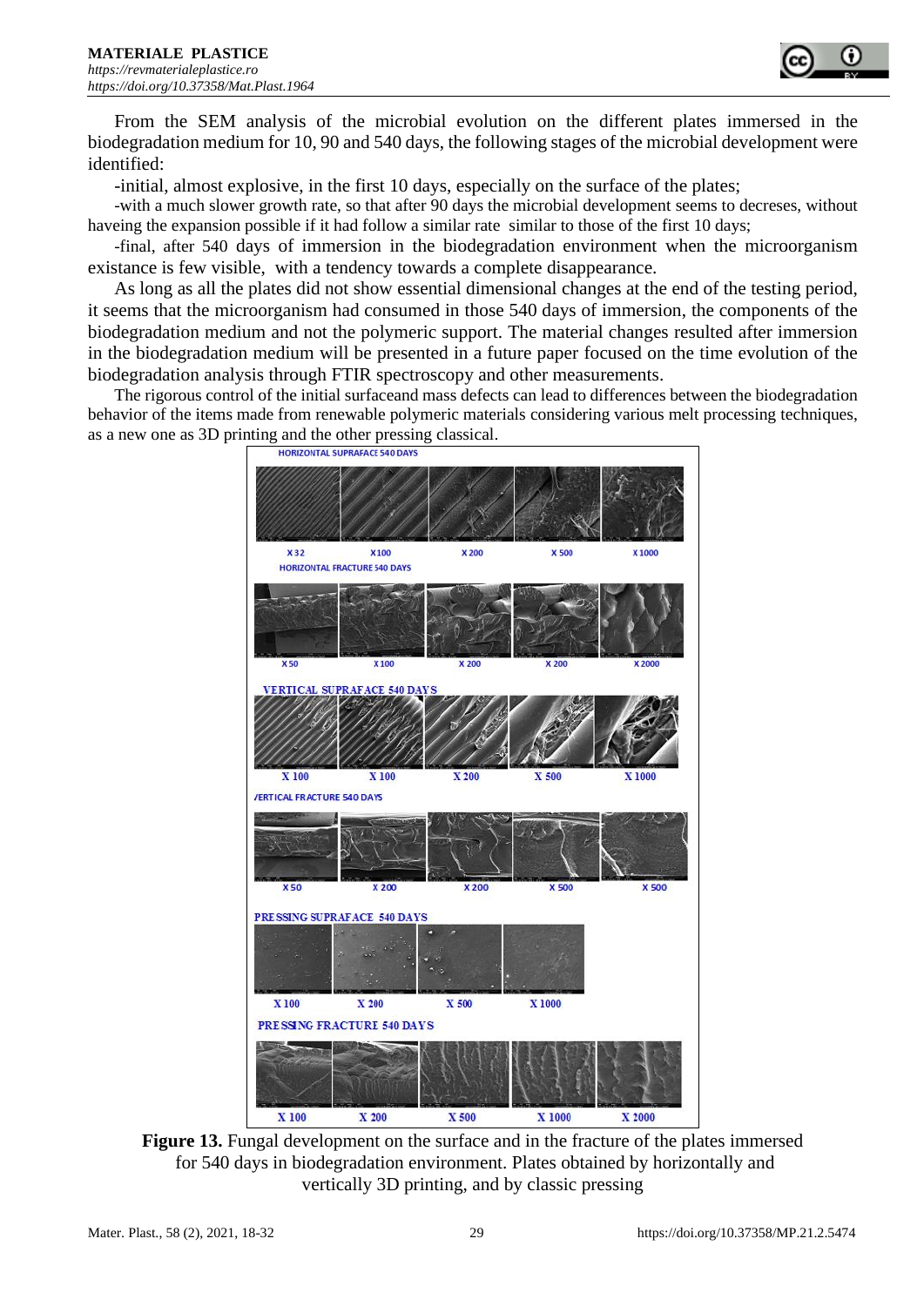From the SEM analysis of the microbial evolution on the different plates immersed in the biodegradation medium for 10, 90 and 540 days, the following stages of the microbial development were identified:

-initial, almost explosive, in the first 10 days, especially on the surface of the plates;

-with a much slower growth rate, so that after 90 days the microbial development seems to decreses, without haveing the expansion possible if it had follow a similar rate similar to those of the first 10 days;

-final, after 540 days of immersion in the biodegradation environment when the microorganism existance is few visible, with a tendency towards a complete disappearance.

As long as all the plates did not show essential dimensional changes at the end of the testing period, it seems that the microorganism had consumed in those 540 days of immersion, the components of the biodegradation medium and not the polymeric support. The material changes resulted after immersion in the biodegradation medium will be presented in a future paper focused on the time evolution of the biodegradation analysis through FTIR spectroscopy and other measurements.

The rigorous control of the initial surfaceand mass defects can lead to differences between the biodegradation behavior of the items made from renewable polymeric materials considering various melt processing techniques, as a new one as 3D printing and the other pressing classical.

**Figure 13.** Fungal development on the surface and in the fracture of the plates immersed for 540 days in biodegradation environment. Plates obtained by horizontally and vertically 3D printing, and by classic pressing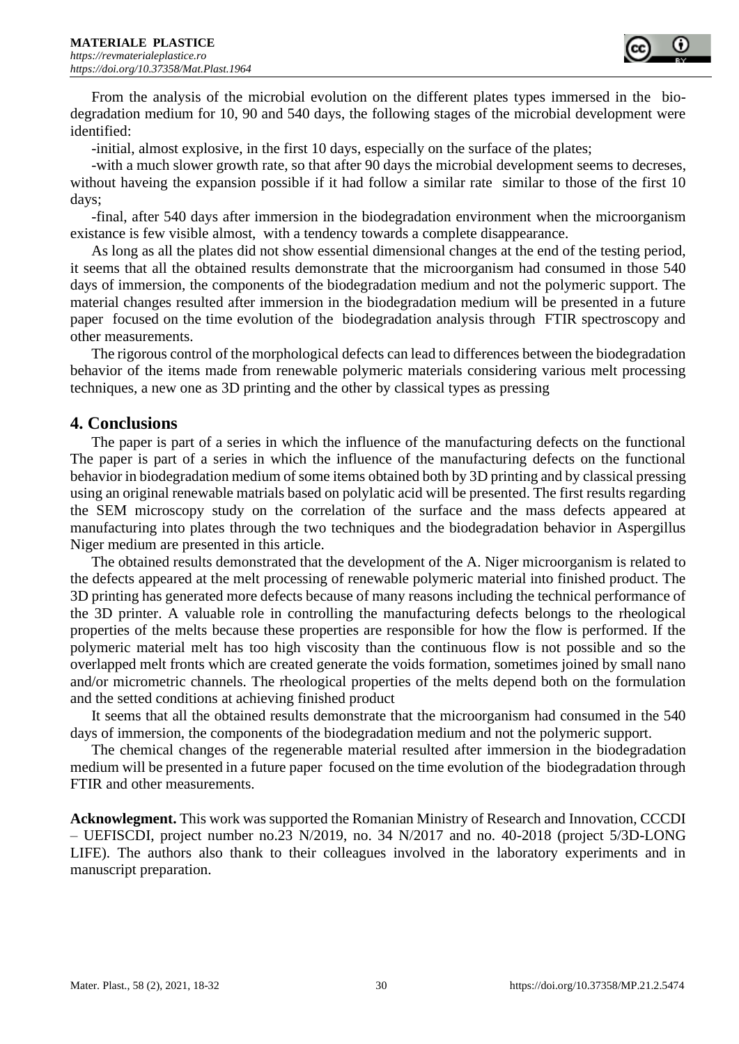From the analysis of the microbial evolution on the different plates types immersed in the bio-degradation medium for 10, 90 and 540 days, the following stages of the microbial development were identified:

-initial, almost explosive, in the first 10 days, especially on the surface of the plates;

-with a much slower growth rate, so that after 90 days the microbial development seems to decreses, without haveing the expansion possible if it had follow a similar rate similar to those of the first 10 days;

-final, after 540 days after immersion in the biodegradation environment when the microorganism existance is few visible almost, with a tendency towards a complete disappearance.

As long as all the plates did not show essential dimensional changes at the end of the testing period, it seems that all the obtained results demonstrate that the microorganism had consumed in those 540 days of immersion, the components of the biodegradation medium and not the polymeric support. The material changes resulted after immersion in the biodegradation medium will be presented in a future paper focused on the time evolution of the biodegradation analysis through FTIR spectroscopy and other measurements.

The rigorous control of the morphological defects can lead to differences between the biodegradation behavior of the items made from renewable polymeric materials considering various melt processing techniques, a new one as 3D printing and the other by classical types as pressing

## 4. Conclusions

The paper is part of a series in which the influence of the manufacturing defects on the functional The paper is part of a series in which the influence of the manufacturing defects on the functional behavior in biodegradation medium of some items obtained both by 3D printing and by classical pressing using an original renewable matrials based on polylatic acid will be presented. The first results regarding the SEM microscopy study on the correlation of the surface and the mass defects appeared at manufacturing into plates through the two techniques and the biodegradation behavior in Aspergillus Niger medium are presented in this article.

The obtained results demonstrated that the development of the A. Niger microorganism is related to the defects appeared at the melt processing of renewable polymeric material into finished product. The 3D printing has generated more defects because of many reasons including the technical performance of the 3D printer. A valuable role in controlling the manufacturing defects belongs to the rheological properties of the melts because these properties are responsible for how the flow is performed. If the polymeric material melt has too high viscosity than the continuous flow is not possible and so the overlapped melt fronts which are created generate the voids formation, sometimes joined by small nano and/or micrometric channels. The rheological properties of the melts depend both on the formulation and the setted conditions at achieving finished product

It seems that all the obtained results demonstrate that the microorganism had consumed in the 540 days of immersion, the components of the biodegradation medium and not the polymeric support.

The chemical changes of the regenerable material resulted after immersion in the biodegradation medium will be presented in a future paper focused on the time evolution of the biodegradation through FTIR and other measurements.

**Acknowlegment.** This work was supported the Romanian Ministry of Research and Innovation, CCCDI – UEFISCDI, project number no.23 N/2019, no. 34 N/2017 and no. 40-2018 (project 5/3D-LONG LIFE). The authors also thank to their colleagues involved in the laboratory experiments and in manuscript preparation.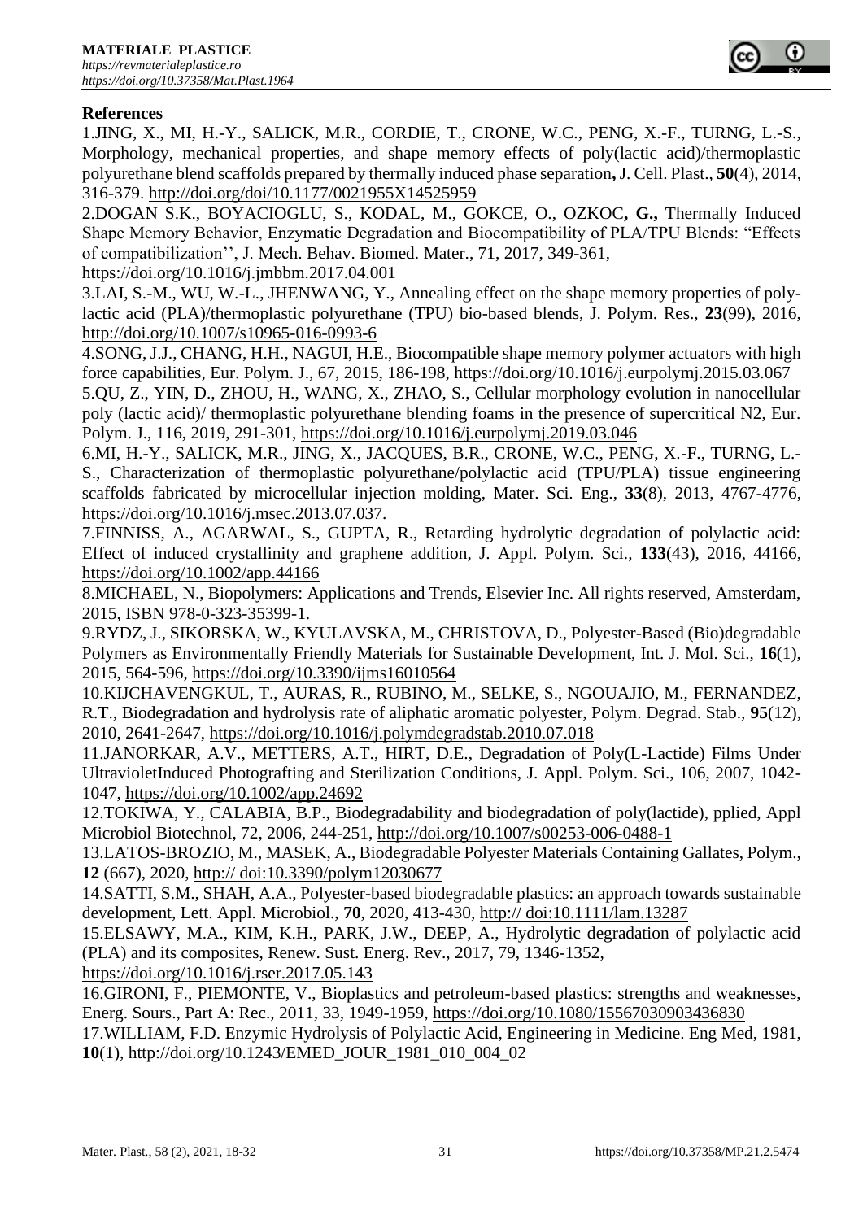## References

1.JING, X., MI, H.-Y., SALICK, M.R., CORDIE, T., CRONE, W.C., PENG, X.-F., TURNG, L.-S., Morphology, mechanical properties, and shape memory effects of poly(lactic acid)/thermoplastic polyurethane blend scaffolds prepared by thermally induced phase separation**,** J. Cell. Plast., **50**(4), 2014, 316-379. http://doi.org/doi/10.1177/0021955X14525959

2.DOGAN S.K., BOYACIOGLU, S., KODAL, M., GOKCE, O., OZKOC**, G.,** Thermally Induced Shape Memory Behavior, Enzymatic Degradation and Biocompatibility of PLA/TPU Blends: "Effects of compatibilization'', J. Mech. Behav. Biomed. Mater., 71, 2017, 349-361, https://doi.org/10.1016/j.jmbbm.2017.04.001

3.LAI, S.-M., WU, W.-L., JHENWANG, Y., Annealing effect on the shape memory properties of poly-lactic acid (PLA)/thermoplastic polyurethane (TPU) bio-based blends, J. Polym. Res., **23**(99), 2016, http://doi.org/10.1007/s10965-016-0993-6

4.SONG, J.J., CHANG, H.H., NAGUI, H.E., Biocompatible shape memory polymer actuators with high force capabilities, Eur. Polym. J., 67, 2015, 186-198, https://doi.org/10.1016/j.eurpolymj.2015.03.067

5.QU, Z., YIN, D., ZHOU, H., WANG, X., ZHAO, S., Cellular morphology evolution in nanocellular poly (lactic acid)/ thermoplastic polyurethane blending foams in the presence of supercritical N2, Eur. Polym. J., 116, 2019, 291-301, https://doi.org/10.1016/j.eurpolymj.2019.03.046

6.MI, H.-Y., SALICK, M.R., JING, X., JACQUES, B.R., CRONE, W.C., PENG, X.-F., TURNG, L.-S., Characterization of thermoplastic polyurethane/polylactic acid (TPU/PLA) tissue engineering scaffolds fabricated by microcellular injection molding, Mater. Sci. Eng., **33**(8), 2013, 4767-4776, https://doi.org/10.1016/j.msec.2013.07.037.

7.FINNISS, A., AGARWAL, S., GUPTA, R., Retarding hydrolytic degradation of polylactic acid: Effect of induced crystallinity and graphene addition, J. Appl. Polym. Sci., **133**(43), 2016, 44166, https://doi.org/10.1002/app.44166

8.MICHAEL, N., Biopolymers: Applications and Trends, Elsevier Inc. All rights reserved, Amsterdam, 2015, ISBN 978-0-323-35399-1.

9.RYDZ, J., SIKORSKA, W., KYULAVSKA, M., CHRISTOVA, D., Polyester-Based (Bio)degradable Polymers as Environmentally Friendly Materials for Sustainable Development, Int. J. Mol. Sci., **16**(1), 2015, 564-596, https://doi.org/10.3390/ijms16010564

10.KIJCHAVENGKUL, T., AURAS, R., RUBINO, M., SELKE, S., NGOUAJIO, M., FERNANDEZ, R.T., Biodegradation and hydrolysis rate of aliphatic aromatic polyester, Polym. Degrad. Stab., **95**(12), 2010, 2641-2647, https://doi.org/10.1016/j.polymdegradstab.2010.07.018

11.JANORKAR, A.V., METTERS, A.T., HIRT, D.E., Degradation of Poly(L-Lactide) Films Under UltravioletInduced Photografting and Sterilization Conditions, J. Appl. Polym. Sci., 106, 2007, 1042-1047, https://doi.org/10.1002/app.24692

12.TOKIWA, Y., CALABIA, B.P., Biodegradability and biodegradation of poly(lactide), pplied, Appl Microbiol Biotechnol, 72, 2006, 244-251, http://doi.org/10.1007/s00253-006-0488-1

13.LATOS-BROZIO, M., MASEK, A., Biodegradable Polyester Materials Containing Gallates, Polym., **12** (667), 2020, http:// doi:10.3390/polym12030677

14.SATTI, S.M., SHAH, A.A., Polyester-based biodegradable plastics: an approach towards sustainable development, Lett. Appl. Microbiol., **70**, 2020, 413-430, http:// doi:10.1111/lam.13287

15.ELSAWY, M.A., KIM, K.H., PARK, J.W., DEEP, A., Hydrolytic degradation of polylactic acid (PLA) and its composites, Renew. Sust. Energ. Rev., 2017, 79, 1346-1352, https://doi.org/10.1016/j.rser.2017.05.143

16.GIRONI, F., PIEMONTE, V., Bioplastics and petroleum-based plastics: strengths and weaknesses, Energ. Sours., Part A: Rec., 2011, 33, 1949-1959, https://doi.org/10.1080/15567030903436830

17.WILLIAM, F.D. Enzymic Hydrolysis of Polylactic Acid, Engineering in Medicine. Eng Med, 1981, **10**(1), http://doi.org/10.1243/EMED_JOUR_1981_010_004_02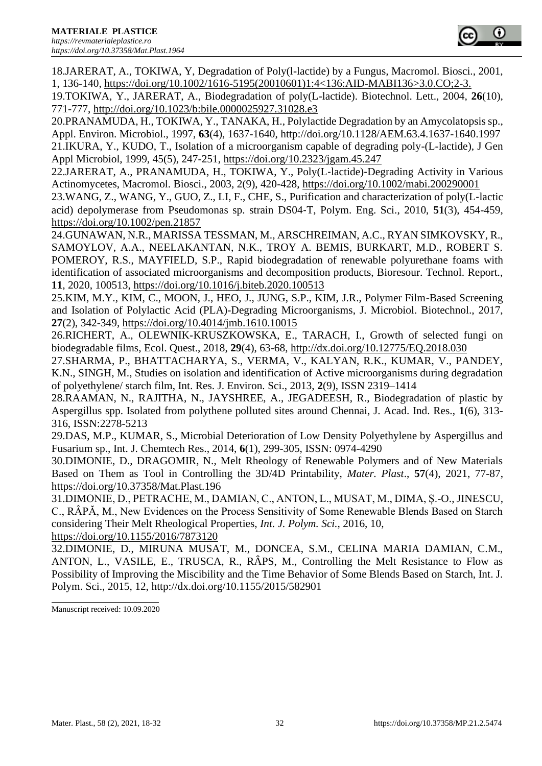18.JARERAT, A., TOKIWA, Y, Degradation of Poly(l-lactide) by a Fungus, Macromol. Biosci., 2001, 1, 136-140, https://doi.org/10.1002/1616-5195(20010601)1:4<136:AID-MABI136>3.0.CO;2-3.

19.TOKIWA, Y., JARERAT, A., Biodegradation of poly(L-lactide). Biotechnol. Lett., 2004, **26**(10), 771-777, http://doi.org/10.1023/b:bile.0000025927.31028.e3

20.PRANAMUDA, H., TOKIWA, Y., TANAKA, H., Polylactide Degradation by an Amycolatopsis sp., Appl. Environ. Microbiol., 1997, **63**(4), 1637-1640, http://doi.org/10.1128/AEM.63.4.1637-1640.1997

21.IKURA, Y., KUDO, T., Isolation of a microorganism capable of degrading poly-(L-lactide), J Gen Appl Microbiol, 1999, 45(5), 247-251, https://doi.org/10.2323/jgam.45.247

22.JARERAT, A., PRANAMUDA, H., TOKIWA, Y., Poly(L-lactide)-Degrading Activity in Various Actinomycetes, Macromol. Biosci., 2003, 2(9), 420-428, https://doi.org/10.1002/mabi.200290001

23.WANG, Z., WANG, Y., GUO, Z., LI, F., CHE, S., Purification and characterization of poly(L-lactic acid) depolymerase from Pseudomonas sp. strain DS04-T, Polym. Eng. Sci., 2010, **51**(3), 454-459, https://doi.org/10.1002/pen.21857

24.GUNAWAN, N.R., MARISSA TESSMAN, M., ARSCHREIMAN, A.C., RYAN SIMKOVSKY, R., SAMOYLOV, A.A., NEELAKANTAN, N.K., TROY A. BEMIS, BURKART, M.D., ROBERT S. POMEROY, R.S., MAYFIELD, S.P., Rapid biodegradation of renewable polyurethane foams with identification of associated microorganisms and decomposition products, Bioresour. Technol. Report., **11**, 2020, 100513, https://doi.org/10.1016/j.biteb.2020.100513

25.KIM, M.Y., KIM, C., MOON, J., HEO, J., JUNG, S.P., KIM, J.R., Polymer Film-Based Screening and Isolation of Polylactic Acid (PLA)-Degrading Microorganisms, J. Microbiol. Biotechnol., 2017, **27**(2), 342-349, https://doi.org/10.4014/jmb.1610.10015

26.RICHERT, A., OLEWNIK-KRUSZKOWSKA, E., TARACH, I., Growth of selected fungi on biodegradable films, Ecol. Quest., 2018, **29**(4), 63-68, http://dx.doi.org/10.12775/EQ.2018.030

27.SHARMA, P., BHATTACHARYA, S., VERMA, V., KALYAN, R.K., KUMAR, V., PANDEY, K.N., SINGH, M., Studies on isolation and identification of Active microorganisms during degradation of polyethylene/ starch film, Int. Res. J. Environ. Sci., 2013, **2**(9), ISSN 2319–1414

28.RAAMAN, N., RAJITHA, N., JAYSHREE, A., JEGADEESH, R., Biodegradation of plastic by Aspergillus spp. Isolated from polythene polluted sites around Chennai, J. Acad. Ind. Res., **1**(6), 313-316, ISSN:2278-5213

29.DAS, M.P., KUMAR, S., Microbial Deterioration of Low Density Polyethylene by Aspergillus and Fusarium sp., Int. J. Chemtech Res., 2014, **6**(1), 299-305, ISSN: 0974-4290

30.DIMONIE, D., DRAGOMIR, N., Melt Rheology of Renewable Polymers and of New Materials Based on Them as Tool in Controlling the 3D/4D Printability, *Mater. Plast*., **57**(4), 2021, 77-87, https://doi.org/10.37358/Mat.Plast.196

31.DIMONIE, D., PETRACHE, M., DAMIAN, C., ANTON, L., MUSAT, M., DIMA, Ș.-O., JINESCU, C., RÂPĂ, M., New Evidences on the Process Sensitivity of Some Renewable Blends Based on Starch considering Their Melt Rheological Properties, *Int. J. Polym. Sci.,* 2016, 10, https://doi.org/10.1155/2016/7873120

32.DIMONIE, D., MIRUNA MUSAT, M., DONCEA, S.M., CELINA MARIA DAMIAN, C.M., ANTON, L., VASILE, E., TRUSCA, R., RÂPS, M., Controlling the Melt Resistance to Flow as Possibility of Improving the Miscibility and the Time Behavior of Some Blends Based on Starch, Int. J. Polym. Sci., 2015, 12, http://dx.doi.org/10.1155/2015/582901

Manuscript received: 10.09.2020